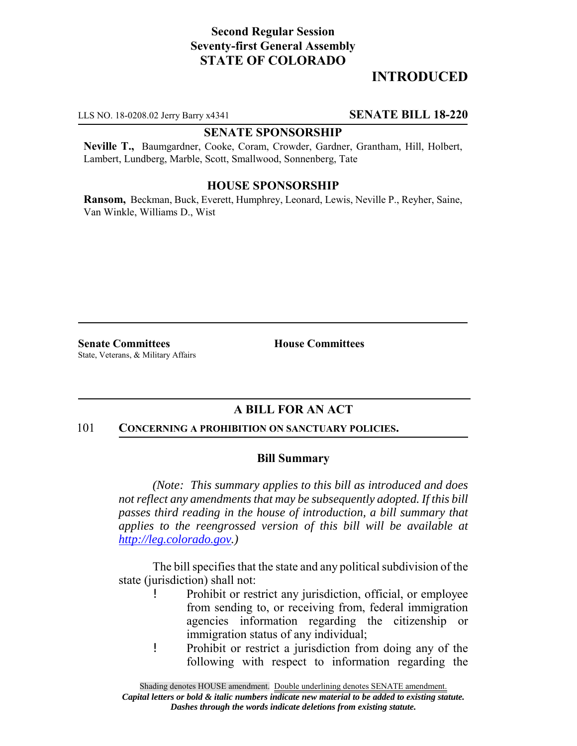**Second Regular Session**
**Seventy-first General Assembly**
**STATE OF COLORADO**

# INTRODUCED

LLS NO. 18-0208.02 Jerry Barry x4341 **SENATE BILL 18-220**

**SENATE SPONSORSHIP**

**Neville T.,** Baumgardner, Cooke, Coram, Crowder, Gardner, Grantham, Hill, Holbert, Lambert, Lundberg, Marble, Scott, Smallwood, Sonnenberg, Tate

**HOUSE SPONSORSHIP**

**Ransom,** Beckman, Buck, Everett, Humphrey, Leonard, Lewis, Neville P., Reyher, Saine, Van Winkle, Williams D., Wist

**Senate Committees**
State, Veterans, & Military Affairs

**House Committees**

## A BILL FOR AN ACT

101 **CONCERNING A PROHIBITION ON SANCTUARY POLICIES.**

### Bill Summary

*(Note: This summary applies to this bill as introduced and does not reflect any amendments that may be subsequently adopted. If this bill passes third reading in the house of introduction, a bill summary that applies to the reengrossed version of this bill will be available at http://leg.colorado.gov.)*

The bill specifies that the state and any political subdivision of the state (jurisdiction) shall not:

- Prohibit or restrict any jurisdiction, official, or employee from sending to, or receiving from, federal immigration agencies information regarding the citizenship or immigration status of any individual;
- Prohibit or restrict a jurisdiction from doing any of the following with respect to information regarding the

Shading denotes HOUSE amendment. Double underlining denotes SENATE amendment.
*Capital letters or bold & italic numbers indicate new material to be added to existing statute.*
*Dashes through the words indicate deletions from existing statute.*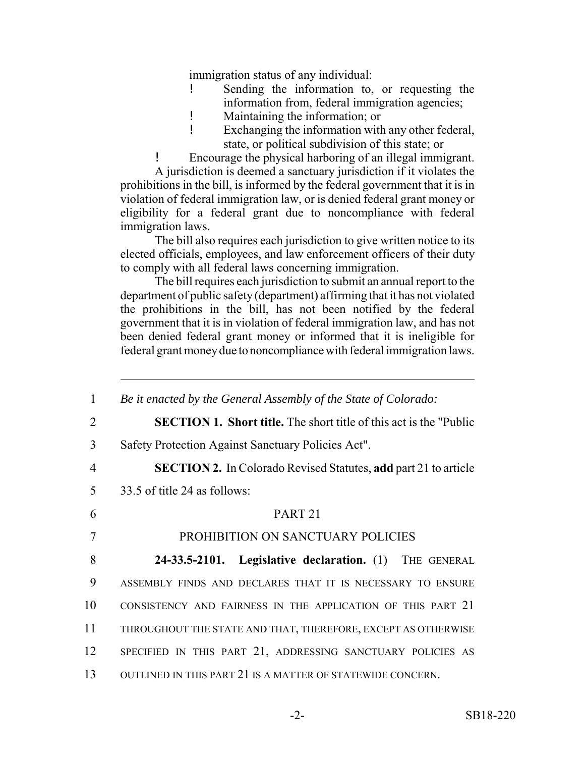immigration status of any individual:

- Sending the information to, or requesting the information from, federal immigration agencies;
- Maintaining the information; or
- Exchanging the information with any other federal, state, or political subdivision of this state; or

- Encourage the physical harboring of an illegal immigrant.

A jurisdiction is deemed a sanctuary jurisdiction if it violates the prohibitions in the bill, is informed by the federal government that it is in violation of federal immigration law, or is denied federal grant money or eligibility for a federal grant due to noncompliance with federal immigration laws.

The bill also requires each jurisdiction to give written notice to its elected officials, employees, and law enforcement officers of their duty to comply with all federal laws concerning immigration.

The bill requires each jurisdiction to submit an annual report to the department of public safety (department) affirming that it has not violated the prohibitions in the bill, has not been notified by the federal government that it is in violation of federal immigration law, and has not been denied federal grant money or informed that it is ineligible for federal grant money due to noncompliance with federal immigration laws.

---

1 *Be it enacted by the General Assembly of the State of Colorado:*

2 **SECTION 1. Short title.** The short title of this act is the "Public
3 Safety Protection Against Sanctuary Policies Act".

4 **SECTION 2.** In Colorado Revised Statutes, **add** part 21 to article
5 33.5 of title 24 as follows:

6 PART 21

7 PROHIBITION ON SANCTUARY POLICIES

8 **24-33.5-2101. Legislative declaration.** (1) THE GENERAL
9 ASSEMBLY FINDS AND DECLARES THAT IT IS NECESSARY TO ENSURE
10 CONSISTENCY AND FAIRNESS IN THE APPLICATION OF THIS PART 21
11 THROUGHOUT THE STATE AND THAT, THEREFORE, EXCEPT AS OTHERWISE
12 SPECIFIED IN THIS PART 21, ADDRESSING SANCTUARY POLICIES AS
13 OUTLINED IN THIS PART 21 IS A MATTER OF STATEWIDE CONCERN.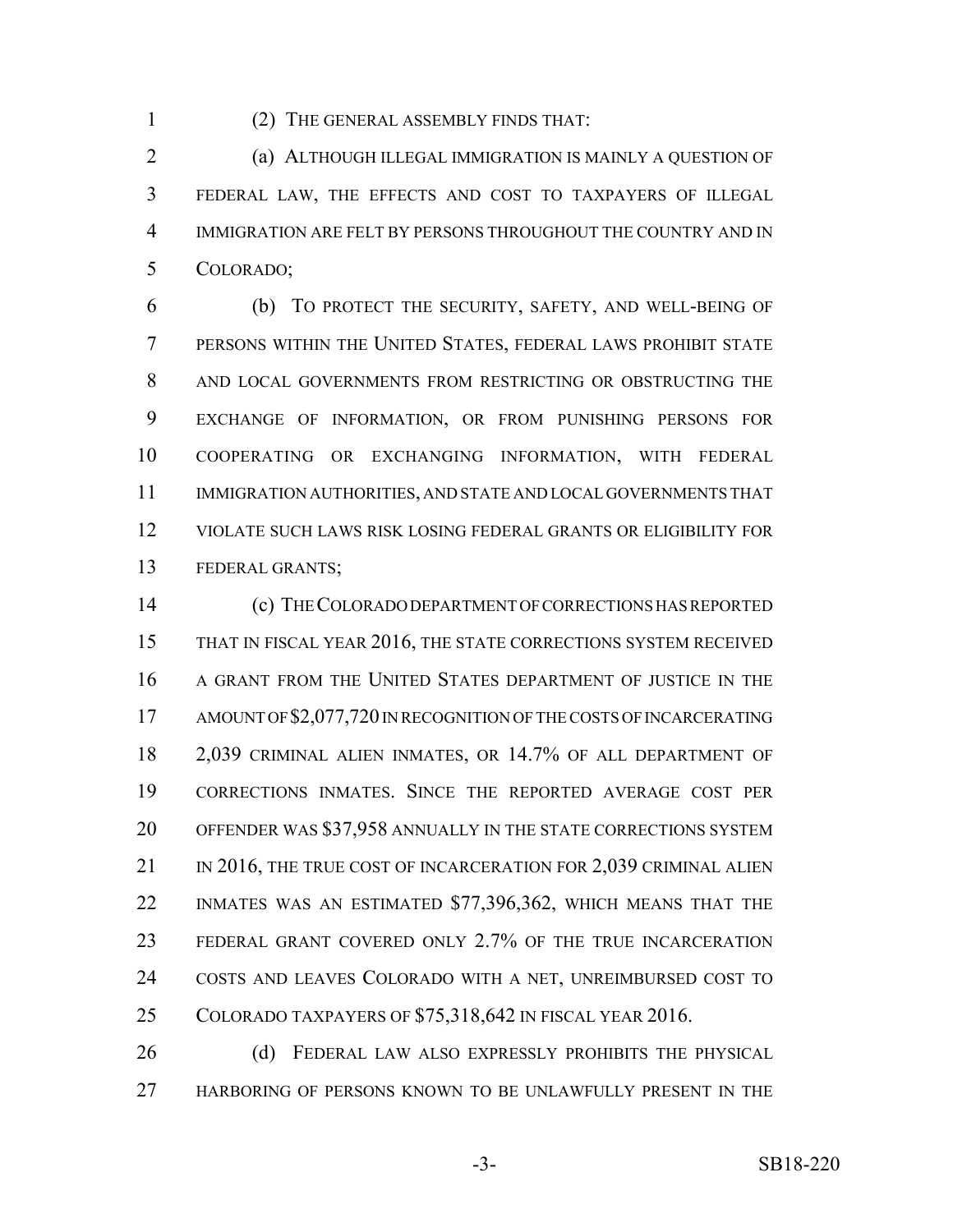(2) THE GENERAL ASSEMBLY FINDS THAT:

(a) ALTHOUGH ILLEGAL IMMIGRATION IS MAINLY A QUESTION OF FEDERAL LAW, THE EFFECTS AND COST TO TAXPAYERS OF ILLEGAL IMMIGRATION ARE FELT BY PERSONS THROUGHOUT THE COUNTRY AND IN COLORADO;

(b) TO PROTECT THE SECURITY, SAFETY, AND WELL-BEING OF PERSONS WITHIN THE UNITED STATES, FEDERAL LAWS PROHIBIT STATE AND LOCAL GOVERNMENTS FROM RESTRICTING OR OBSTRUCTING THE EXCHANGE OF INFORMATION, OR FROM PUNISHING PERSONS FOR COOPERATING OR EXCHANGING INFORMATION, WITH FEDERAL IMMIGRATION AUTHORITIES, AND STATE AND LOCAL GOVERNMENTS THAT VIOLATE SUCH LAWS RISK LOSING FEDERAL GRANTS OR ELIGIBILITY FOR FEDERAL GRANTS;

(c) THE COLORADO DEPARTMENT OF CORRECTIONS HAS REPORTED THAT IN FISCAL YEAR 2016, THE STATE CORRECTIONS SYSTEM RECEIVED A GRANT FROM THE UNITED STATES DEPARTMENT OF JUSTICE IN THE AMOUNT OF $2,077,720 IN RECOGNITION OF THE COSTS OF INCARCERATING 2,039 CRIMINAL ALIEN INMATES, OR 14.7% OF ALL DEPARTMENT OF CORRECTIONS INMATES. SINCE THE REPORTED AVERAGE COST PER OFFENDER WAS $37,958 ANNUALLY IN THE STATE CORRECTIONS SYSTEM IN 2016, THE TRUE COST OF INCARCERATION FOR 2,039 CRIMINAL ALIEN INMATES WAS AN ESTIMATED $77,396,362, WHICH MEANS THAT THE FEDERAL GRANT COVERED ONLY 2.7% OF THE TRUE INCARCERATION COSTS AND LEAVES COLORADO WITH A NET, UNREIMBURSED COST TO COLORADO TAXPAYERS OF $75,318,642 IN FISCAL YEAR 2016.

(d) FEDERAL LAW ALSO EXPRESSLY PROHIBITS THE PHYSICAL HARBORING OF PERSONS KNOWN TO BE UNLAWFULLY PRESENT IN THE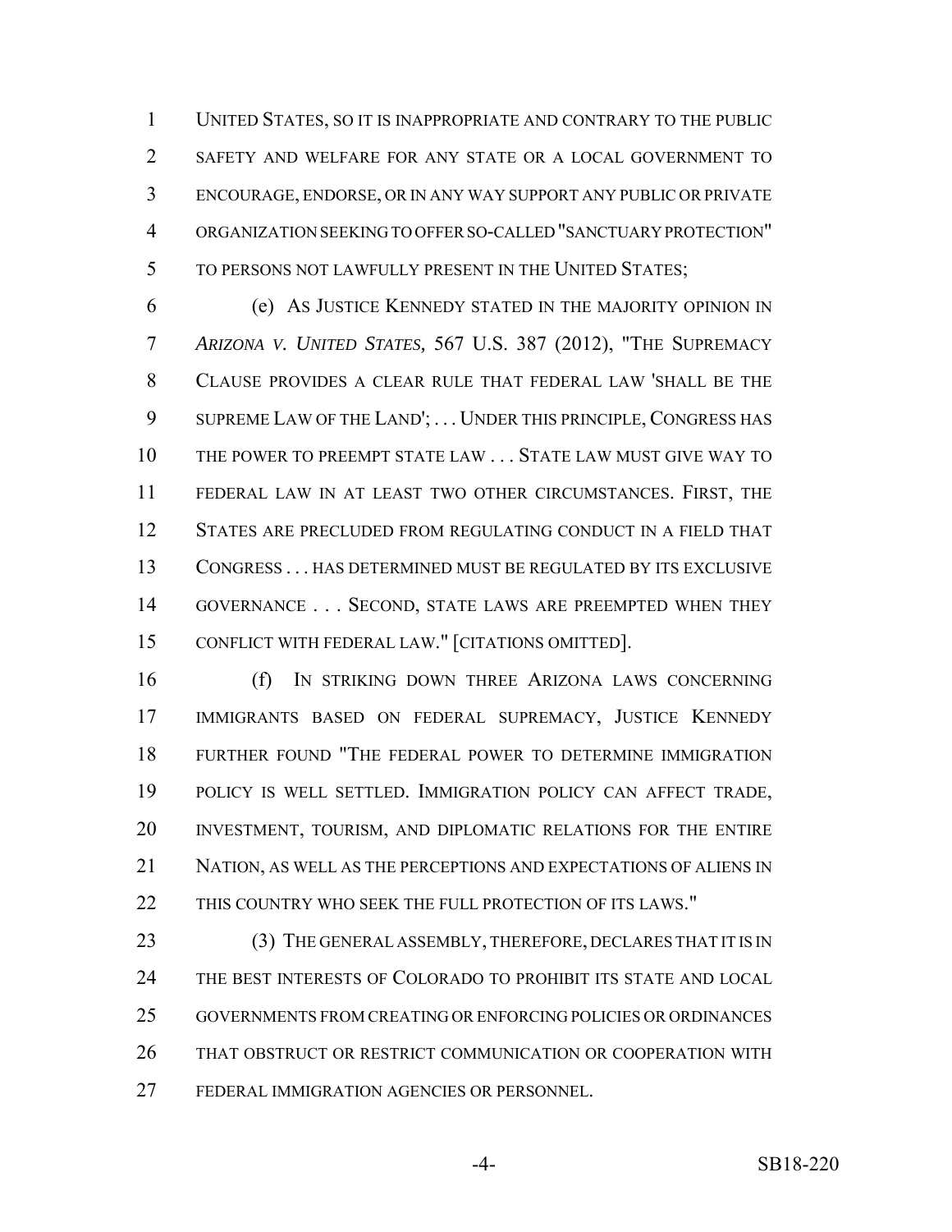UNITED STATES, SO IT IS INAPPROPRIATE AND CONTRARY TO THE PUBLIC SAFETY AND WELFARE FOR ANY STATE OR A LOCAL GOVERNMENT TO ENCOURAGE, ENDORSE, OR IN ANY WAY SUPPORT ANY PUBLIC OR PRIVATE ORGANIZATION SEEKING TO OFFER SO-CALLED "SANCTUARY PROTECTION" TO PERSONS NOT LAWFULLY PRESENT IN THE UNITED STATES;

(e) AS JUSTICE KENNEDY STATED IN THE MAJORITY OPINION IN *ARIZONA V. UNITED STATES,* 567 U.S. 387 (2012), "THE SUPREMACY CLAUSE PROVIDES A CLEAR RULE THAT FEDERAL LAW 'SHALL BE THE SUPREME LAW OF THE LAND'; . . . UNDER THIS PRINCIPLE, CONGRESS HAS THE POWER TO PREEMPT STATE LAW . . . STATE LAW MUST GIVE WAY TO FEDERAL LAW IN AT LEAST TWO OTHER CIRCUMSTANCES. FIRST, THE STATES ARE PRECLUDED FROM REGULATING CONDUCT IN A FIELD THAT CONGRESS . . . HAS DETERMINED MUST BE REGULATED BY ITS EXCLUSIVE GOVERNANCE . . . SECOND, STATE LAWS ARE PREEMPTED WHEN THEY CONFLICT WITH FEDERAL LAW." [CITATIONS OMITTED].

(f) IN STRIKING DOWN THREE ARIZONA LAWS CONCERNING IMMIGRANTS BASED ON FEDERAL SUPREMACY, JUSTICE KENNEDY FURTHER FOUND "THE FEDERAL POWER TO DETERMINE IMMIGRATION POLICY IS WELL SETTLED. IMMIGRATION POLICY CAN AFFECT TRADE, INVESTMENT, TOURISM, AND DIPLOMATIC RELATIONS FOR THE ENTIRE NATION, AS WELL AS THE PERCEPTIONS AND EXPECTATIONS OF ALIENS IN THIS COUNTRY WHO SEEK THE FULL PROTECTION OF ITS LAWS."

(3) THE GENERAL ASSEMBLY, THEREFORE, DECLARES THAT IT IS IN THE BEST INTERESTS OF COLORADO TO PROHIBIT ITS STATE AND LOCAL GOVERNMENTS FROM CREATING OR ENFORCING POLICIES OR ORDINANCES THAT OBSTRUCT OR RESTRICT COMMUNICATION OR COOPERATION WITH FEDERAL IMMIGRATION AGENCIES OR PERSONNEL.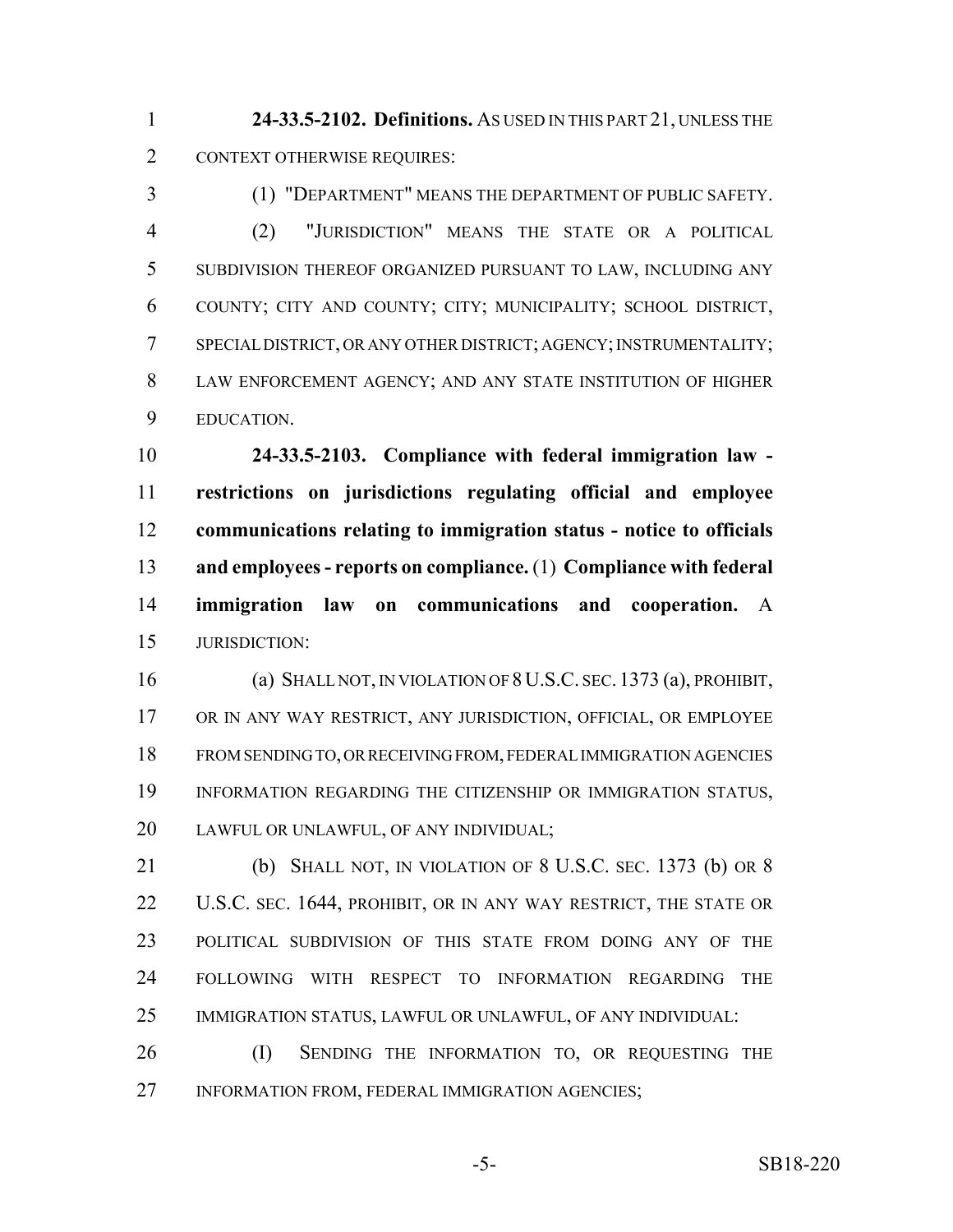**24-33.5-2102. Definitions.** AS USED IN THIS PART 21, UNLESS THE CONTEXT OTHERWISE REQUIRES:

(1) "DEPARTMENT" MEANS THE DEPARTMENT OF PUBLIC SAFETY.

(2) "JURISDICTION" MEANS THE STATE OR A POLITICAL SUBDIVISION THEREOF ORGANIZED PURSUANT TO LAW, INCLUDING ANY COUNTY; CITY AND COUNTY; CITY; MUNICIPALITY; SCHOOL DISTRICT, SPECIAL DISTRICT, OR ANY OTHER DISTRICT; AGENCY; INSTRUMENTALITY; LAW ENFORCEMENT AGENCY; AND ANY STATE INSTITUTION OF HIGHER EDUCATION.

**24-33.5-2103. Compliance with federal immigration law - restrictions on jurisdictions regulating official and employee communications relating to immigration status - notice to officials and employees - reports on compliance.** (1) **Compliance with federal immigration law on communications and cooperation.** A JURISDICTION:

(a) SHALL NOT, IN VIOLATION OF 8 U.S.C. SEC. 1373 (a), PROHIBIT, OR IN ANY WAY RESTRICT, ANY JURISDICTION, OFFICIAL, OR EMPLOYEE FROM SENDING TO, OR RECEIVING FROM, FEDERAL IMMIGRATION AGENCIES INFORMATION REGARDING THE CITIZENSHIP OR IMMIGRATION STATUS, LAWFUL OR UNLAWFUL, OF ANY INDIVIDUAL;

(b) SHALL NOT, IN VIOLATION OF 8 U.S.C. SEC. 1373 (b) OR 8 U.S.C. SEC. 1644, PROHIBIT, OR IN ANY WAY RESTRICT, THE STATE OR POLITICAL SUBDIVISION OF THIS STATE FROM DOING ANY OF THE FOLLOWING WITH RESPECT TO INFORMATION REGARDING THE IMMIGRATION STATUS, LAWFUL OR UNLAWFUL, OF ANY INDIVIDUAL:

(I) SENDING THE INFORMATION TO, OR REQUESTING THE INFORMATION FROM, FEDERAL IMMIGRATION AGENCIES;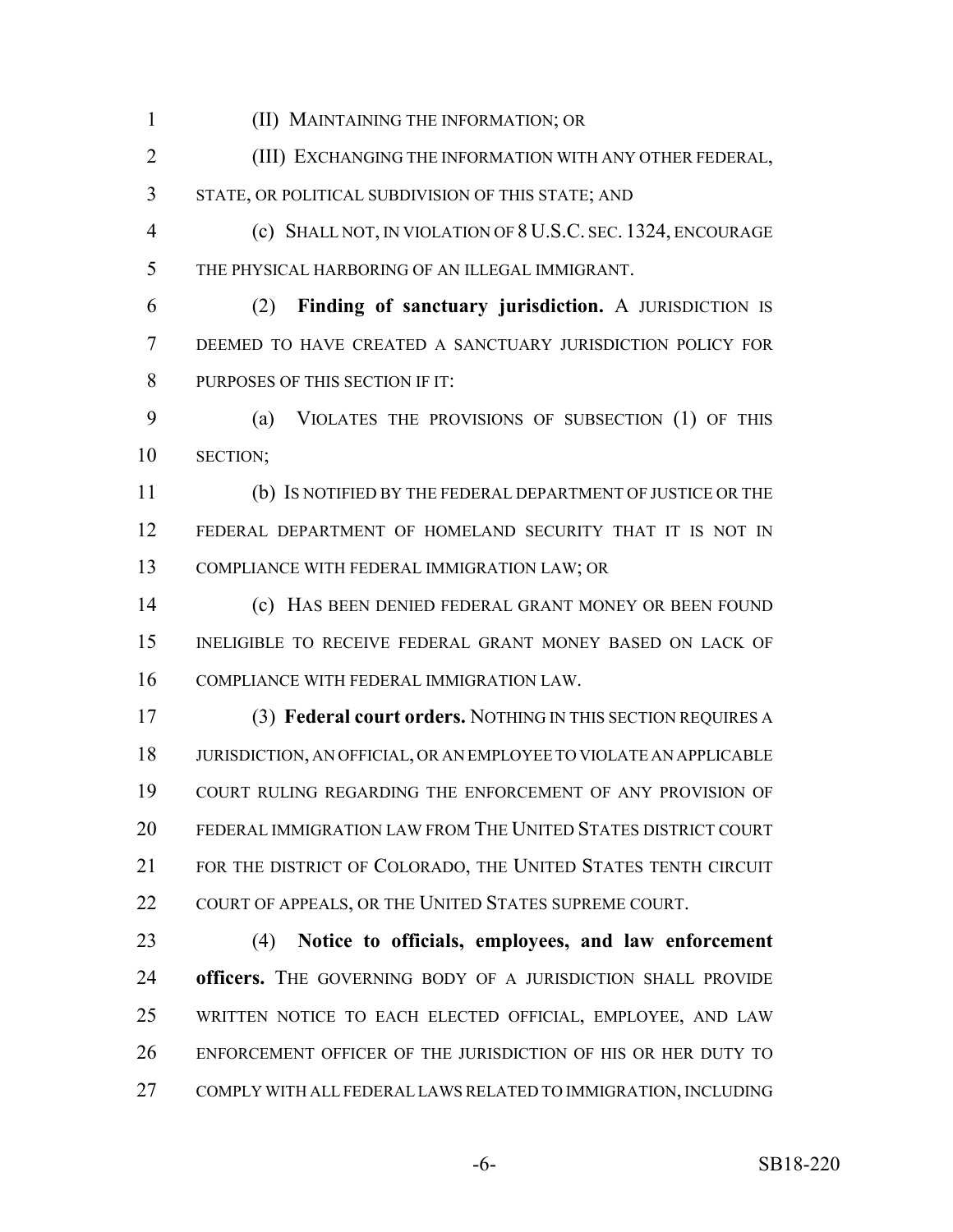(II) MAINTAINING THE INFORMATION; OR

(III) EXCHANGING THE INFORMATION WITH ANY OTHER FEDERAL, STATE, OR POLITICAL SUBDIVISION OF THIS STATE; AND

(c) SHALL NOT, IN VIOLATION OF 8 U.S.C. SEC. 1324, ENCOURAGE THE PHYSICAL HARBORING OF AN ILLEGAL IMMIGRANT.

(2) **Finding of sanctuary jurisdiction.** A JURISDICTION IS DEEMED TO HAVE CREATED A SANCTUARY JURISDICTION POLICY FOR PURPOSES OF THIS SECTION IF IT:

(a) VIOLATES THE PROVISIONS OF SUBSECTION (1) OF THIS SECTION;

(b) IS NOTIFIED BY THE FEDERAL DEPARTMENT OF JUSTICE OR THE FEDERAL DEPARTMENT OF HOMELAND SECURITY THAT IT IS NOT IN COMPLIANCE WITH FEDERAL IMMIGRATION LAW; OR

(c) HAS BEEN DENIED FEDERAL GRANT MONEY OR BEEN FOUND INELIGIBLE TO RECEIVE FEDERAL GRANT MONEY BASED ON LACK OF COMPLIANCE WITH FEDERAL IMMIGRATION LAW.

(3) **Federal court orders.** NOTHING IN THIS SECTION REQUIRES A JURISDICTION, AN OFFICIAL, OR AN EMPLOYEE TO VIOLATE AN APPLICABLE COURT RULING REGARDING THE ENFORCEMENT OF ANY PROVISION OF FEDERAL IMMIGRATION LAW FROM THE UNITED STATES DISTRICT COURT FOR THE DISTRICT OF COLORADO, THE UNITED STATES TENTH CIRCUIT COURT OF APPEALS, OR THE UNITED STATES SUPREME COURT.

(4) **Notice to officials, employees, and law enforcement officers.** THE GOVERNING BODY OF A JURISDICTION SHALL PROVIDE WRITTEN NOTICE TO EACH ELECTED OFFICIAL, EMPLOYEE, AND LAW ENFORCEMENT OFFICER OF THE JURISDICTION OF HIS OR HER DUTY TO COMPLY WITH ALL FEDERAL LAWS RELATED TO IMMIGRATION, INCLUDING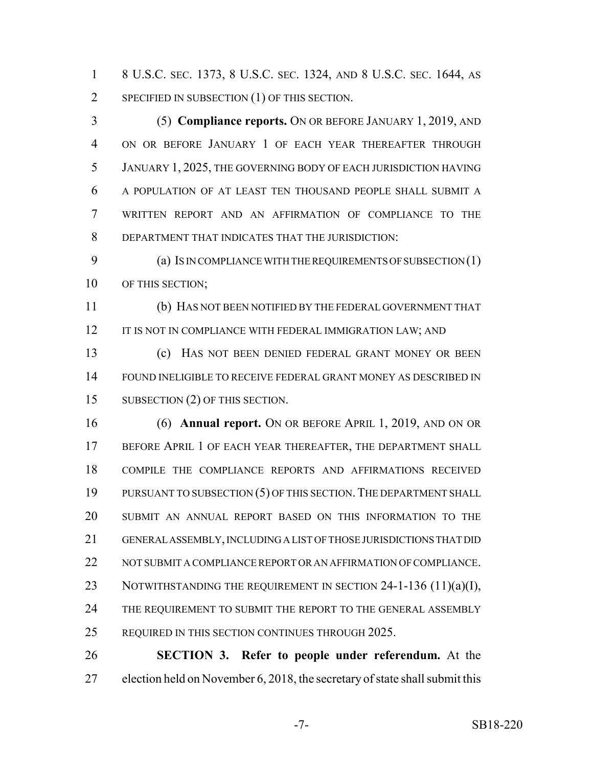8 U.S.C. SEC. 1373, 8 U.S.C. SEC. 1324, AND 8 U.S.C. SEC. 1644, AS SPECIFIED IN SUBSECTION (1) OF THIS SECTION.

(5) **Compliance reports.** ON OR BEFORE JANUARY 1, 2019, AND ON OR BEFORE JANUARY 1 OF EACH YEAR THEREAFTER THROUGH JANUARY 1, 2025, THE GOVERNING BODY OF EACH JURISDICTION HAVING A POPULATION OF AT LEAST TEN THOUSAND PEOPLE SHALL SUBMIT A WRITTEN REPORT AND AN AFFIRMATION OF COMPLIANCE TO THE DEPARTMENT THAT INDICATES THAT THE JURISDICTION:

(a) IS IN COMPLIANCE WITH THE REQUIREMENTS OF SUBSECTION (1) OF THIS SECTION;

(b) HAS NOT BEEN NOTIFIED BY THE FEDERAL GOVERNMENT THAT IT IS NOT IN COMPLIANCE WITH FEDERAL IMMIGRATION LAW; AND

(c) HAS NOT BEEN DENIED FEDERAL GRANT MONEY OR BEEN FOUND INELIGIBLE TO RECEIVE FEDERAL GRANT MONEY AS DESCRIBED IN SUBSECTION (2) OF THIS SECTION.

(6) **Annual report.** ON OR BEFORE APRIL 1, 2019, AND ON OR BEFORE APRIL 1 OF EACH YEAR THEREAFTER, THE DEPARTMENT SHALL COMPILE THE COMPLIANCE REPORTS AND AFFIRMATIONS RECEIVED PURSUANT TO SUBSECTION (5) OF THIS SECTION. THE DEPARTMENT SHALL SUBMIT AN ANNUAL REPORT BASED ON THIS INFORMATION TO THE GENERAL ASSEMBLY, INCLUDING A LIST OF THOSE JURISDICTIONS THAT DID NOT SUBMIT A COMPLIANCE REPORT OR AN AFFIRMATION OF COMPLIANCE. NOTWITHSTANDING THE REQUIREMENT IN SECTION 24-1-136 (11)(a)(I), THE REQUIREMENT TO SUBMIT THE REPORT TO THE GENERAL ASSEMBLY REQUIRED IN THIS SECTION CONTINUES THROUGH 2025.

**SECTION 3. Refer to people under referendum.** At the election held on November 6, 2018, the secretary of state shall submit this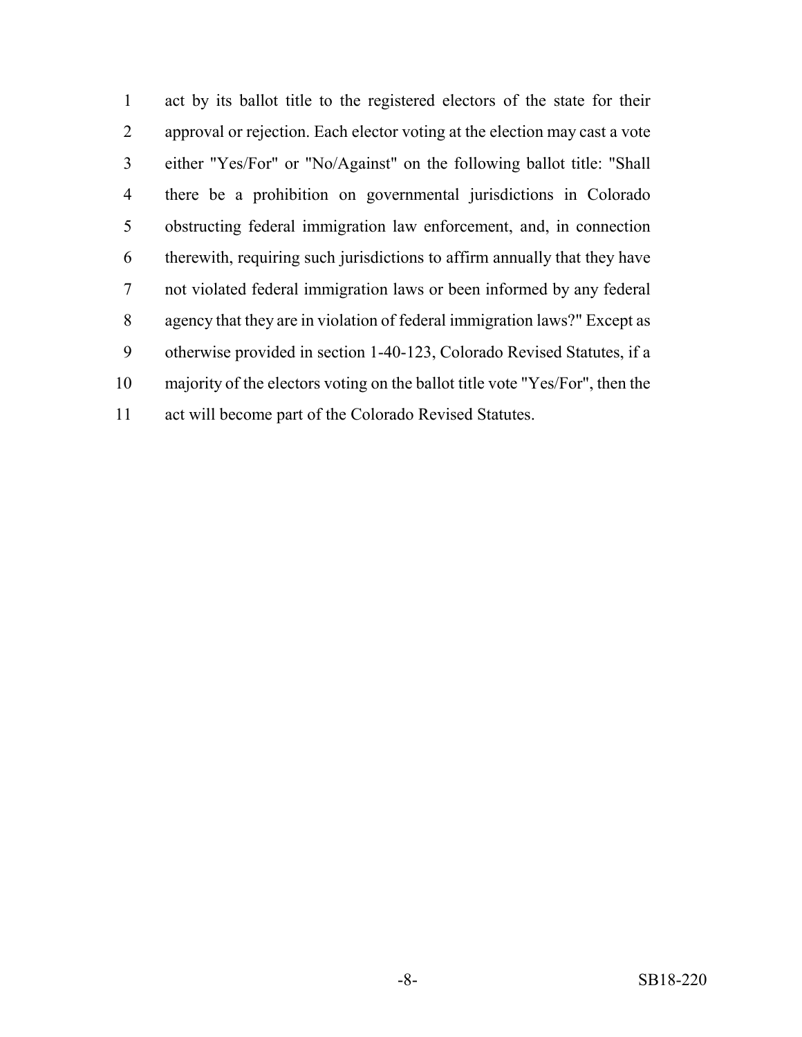act by its ballot title to the registered electors of the state for their approval or rejection. Each elector voting at the election may cast a vote either "Yes/For" or "No/Against" on the following ballot title: "Shall there be a prohibition on governmental jurisdictions in Colorado obstructing federal immigration law enforcement, and, in connection therewith, requiring such jurisdictions to affirm annually that they have not violated federal immigration laws or been informed by any federal agency that they are in violation of federal immigration laws?" Except as otherwise provided in section 1-40-123, Colorado Revised Statutes, if a majority of the electors voting on the ballot title vote "Yes/For", then the act will become part of the Colorado Revised Statutes.